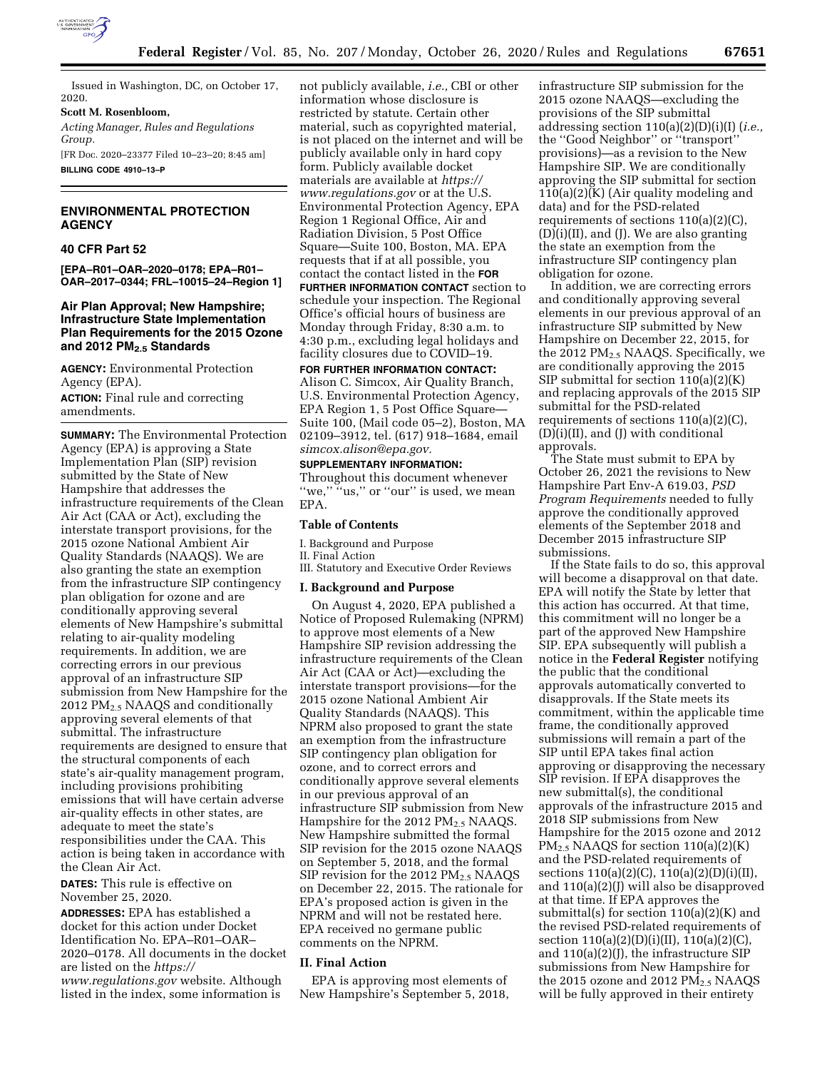Issued in Washington, DC, on October 17, 2020.

**Scott M. Rosenbloom,**

*Acting Manager, Rules and Regulations Group.*

[FR Doc. 2020–23377 Filed 10–23–20; 8:45 am]

**BILLING CODE 4910–13–P**

## ENVIRONMENTAL PROTECTION AGENCY

### 40 CFR Part 52

**[EPA–R01–OAR–2020–0178; EPA–R01–OAR–2017–0344; FRL–10015–24–Region 1]**

### Air Plan Approval; New Hampshire; Infrastructure State Implementation Plan Requirements for the 2015 Ozone and 2012 $PM_{2.5}$ Standards

**AGENCY:** Environmental Protection Agency (EPA).

**ACTION:** Final rule and correcting amendments.

**SUMMARY:** The Environmental Protection Agency (EPA) is approving a State Implementation Plan (SIP) revision submitted by the State of New Hampshire that addresses the infrastructure requirements of the Clean Air Act (CAA or Act), excluding the interstate transport provisions, for the 2015 ozone National Ambient Air Quality Standards (NAAQS). We are also granting the state an exemption from the infrastructure SIP contingency plan obligation for ozone and are conditionally approving several elements of New Hampshire's submittal relating to air-quality modeling requirements. In addition, we are correcting errors in our previous approval of an infrastructure SIP submission from New Hampshire for the 2012 $PM_{2.5}$ NAAQS and conditionally approving several elements of that submittal. The infrastructure requirements are designed to ensure that the structural components of each state's air-quality management program, including provisions prohibiting emissions that will have certain adverse air-quality effects in other states, are adequate to meet the state's responsibilities under the CAA. This action is being taken in accordance with the Clean Air Act.

**DATES:** This rule is effective on November 25, 2020.

**ADDRESSES:** EPA has established a docket for this action under Docket Identification No. EPA–R01–OAR–2020–0178. All documents in the docket are listed on the *https://www.regulations.gov* website. Although listed in the index, some information is not publicly available, *i.e.,* CBI or other information whose disclosure is restricted by statute. Certain other material, such as copyrighted material, is not placed on the internet and will be publicly available only in hard copy form. Publicly available docket materials are available at *https://www.regulations.gov* or at the U.S. Environmental Protection Agency, EPA Region 1 Regional Office, Air and Radiation Division, 5 Post Office Square—Suite 100, Boston, MA. EPA requests that if at all possible, you contact the contact listed in the **FOR FURTHER INFORMATION CONTACT** section to schedule your inspection. The Regional Office's official hours of business are Monday through Friday, 8:30 a.m. to 4:30 p.m., excluding legal holidays and facility closures due to COVID–19.

**FOR FURTHER INFORMATION CONTACT:** Alison C. Simcox, Air Quality Branch, U.S. Environmental Protection Agency, EPA Region 1, 5 Post Office Square—Suite 100, (Mail code 05–2), Boston, MA 02109–3912, tel. (617) 918–1684, email *simcox.alison@epa.gov.*

**SUPPLEMENTARY INFORMATION:** Throughout this document whenever "we," "us," or "our" is used, we mean EPA.

**Table of Contents**

I. Background and Purpose
II. Final Action
III. Statutory and Executive Order Reviews

## I. Background and Purpose

On August 4, 2020, EPA published a Notice of Proposed Rulemaking (NPRM) to approve most elements of a New Hampshire SIP revision addressing the infrastructure requirements of the Clean Air Act (CAA or Act)—excluding the interstate transport provisions—for the 2015 ozone National Ambient Air Quality Standards (NAAQS). This NPRM also proposed to grant the state an exemption from the infrastructure SIP contingency plan obligation for ozone, and to correct errors and conditionally approve several elements in our previous approval of an infrastructure SIP submission from New Hampshire for the 2012 $PM_{2.5}$ NAAQS. New Hampshire submitted the formal SIP revision for the 2015 ozone NAAQS on September 5, 2018, and the formal SIP revision for the 2012 $PM_{2.5}$ NAAQS on December 22, 2015. The rationale for EPA's proposed action is given in the NPRM and will not be restated here. EPA received no germane public comments on the NPRM.

## II. Final Action

EPA is approving most elements of New Hampshire's September 5, 2018, infrastructure SIP submission for the 2015 ozone NAAQS—excluding the provisions of the SIP submittal addressing section 110(a)(2)(D)(i)(I) (*i.e.,* the "Good Neighbor" or "transport" provisions)—as a revision to the New Hampshire SIP. We are conditionally approving the SIP submittal for section 110(a)(2)(K) (Air quality modeling and data) and for the PSD-related requirements of sections 110(a)(2)(C), (D)(i)(II), and (J). We are also granting the state an exemption from the infrastructure SIP contingency plan obligation for ozone.

In addition, we are correcting errors and conditionally approving several elements in our previous approval of an infrastructure SIP submitted by New Hampshire on December 22, 2015, for the 2012 $PM_{2.5}$ NAAQS. Specifically, we are conditionally approving the 2015 SIP submittal for section 110(a)(2)(K) and replacing approvals of the 2015 SIP submittal for the PSD-related requirements of sections 110(a)(2)(C), (D)(i)(II), and (J) with conditional approvals.

The State must submit to EPA by October 26, 2021 the revisions to New Hampshire Part Env-A 619.03, *PSD Program Requirements* needed to fully approve the conditionally approved elements of the September 2018 and December 2015 infrastructure SIP submissions.

If the State fails to do so, this approval will become a disapproval on that date. EPA will notify the State by letter that this action has occurred. At that time, this commitment will no longer be a part of the approved New Hampshire SIP. EPA subsequently will publish a notice in the **Federal Register** notifying the public that the conditional approvals automatically converted to disapprovals. If the State meets its commitment, within the applicable time frame, the conditionally approved submissions will remain a part of the SIP until EPA takes final action approving or disapproving the necessary SIP revision. If EPA disapproves the new submittal(s), the conditional approvals of the infrastructure 2015 and 2018 SIP submissions from New Hampshire for the 2015 ozone and 2012 $PM_{2.5}$ NAAQS for section 110(a)(2)(K) and the PSD-related requirements of sections 110(a)(2)(C), 110(a)(2)(D)(i)(II), and 110(a)(2)(J) will also be disapproved at that time. If EPA approves the submittal(s) for section 110(a)(2)(K) and the revised PSD-related requirements of section 110(a)(2)(D)(i)(II), 110(a)(2)(C), and 110(a)(2)(J), the infrastructure SIP submissions from New Hampshire for the 2015 ozone and 2012 $PM_{2.5}$ NAAQS will be fully approved in their entirety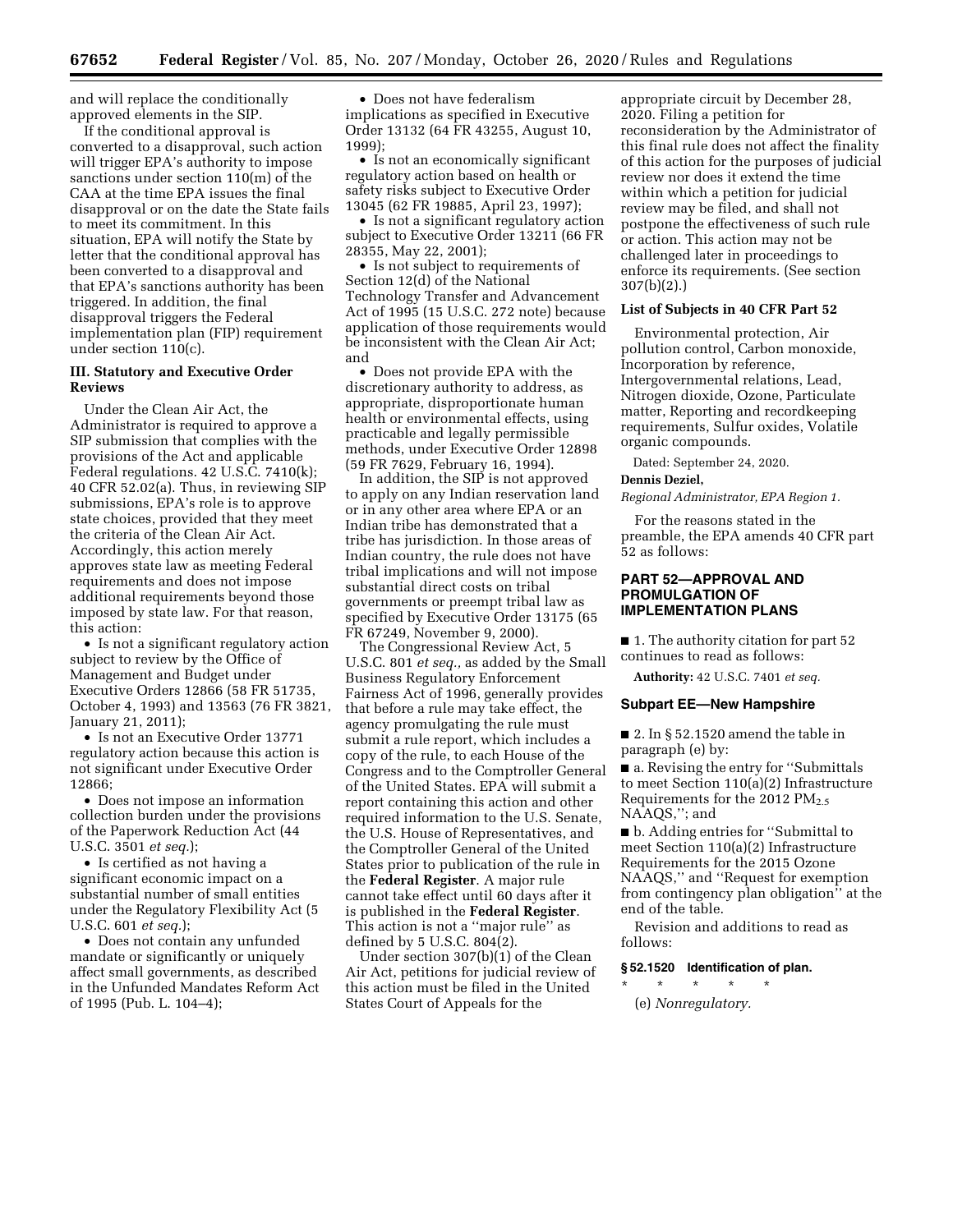and will replace the conditionally approved elements in the SIP.

If the conditional approval is converted to a disapproval, such action will trigger EPA's authority to impose sanctions under section 110(m) of the CAA at the time EPA issues the final disapproval or on the date the State fails to meet its commitment. In this situation, EPA will notify the State by letter that the conditional approval has been converted to a disapproval and that EPA's sanctions authority has been triggered. In addition, the final disapproval triggers the Federal implementation plan (FIP) requirement under section 110(c).

### III. Statutory and Executive Order Reviews

Under the Clean Air Act, the Administrator is required to approve a SIP submission that complies with the provisions of the Act and applicable Federal regulations. 42 U.S.C. 7410(k); 40 CFR 52.02(a). Thus, in reviewing SIP submissions, EPA's role is to approve state choices, provided that they meet the criteria of the Clean Air Act. Accordingly, this action merely approves state law as meeting Federal requirements and does not impose additional requirements beyond those imposed by state law. For that reason, this action:

- Is not a significant regulatory action subject to review by the Office of Management and Budget under Executive Orders 12866 (58 FR 51735, October 4, 1993) and 13563 (76 FR 3821, January 21, 2011);
- Is not an Executive Order 13771 regulatory action because this action is not significant under Executive Order 12866;
- Does not impose an information collection burden under the provisions of the Paperwork Reduction Act (44 U.S.C. 3501 *et seq.*);
- Is certified as not having a significant economic impact on a substantial number of small entities under the Regulatory Flexibility Act (5 U.S.C. 601 *et seq.*);
- Does not contain any unfunded mandate or significantly or uniquely affect small governments, as described in the Unfunded Mandates Reform Act of 1995 (Pub. L. 104–4);
- Does not have federalism implications as specified in Executive Order 13132 (64 FR 43255, August 10, 1999);
- Is not an economically significant regulatory action based on health or safety risks subject to Executive Order 13045 (62 FR 19885, April 23, 1997);
- Is not a significant regulatory action subject to Executive Order 13211 (66 FR 28355, May 22, 2001);
- Is not subject to requirements of Section 12(d) of the National Technology Transfer and Advancement Act of 1995 (15 U.S.C. 272 note) because application of those requirements would be inconsistent with the Clean Air Act; and
- Does not provide EPA with the discretionary authority to address, as appropriate, disproportionate human health or environmental effects, using practicable and legally permissible methods, under Executive Order 12898 (59 FR 7629, February 16, 1994).

In addition, the SIP is not approved to apply on any Indian reservation land or in any other area where EPA or an Indian tribe has demonstrated that a tribe has jurisdiction. In those areas of Indian country, the rule does not have tribal implications and will not impose substantial direct costs on tribal governments or preempt tribal law as specified by Executive Order 13175 (65 FR 67249, November 9, 2000).

The Congressional Review Act, 5 U.S.C. 801 *et seq.,* as added by the Small Business Regulatory Enforcement Fairness Act of 1996, generally provides that before a rule may take effect, the agency promulgating the rule must submit a rule report, which includes a copy of the rule, to each House of the Congress and to the Comptroller General of the United States. EPA will submit a report containing this action and other required information to the U.S. Senate, the U.S. House of Representatives, and the Comptroller General of the United States prior to publication of the rule in the **Federal Register**. A major rule cannot take effect until 60 days after it is published in the **Federal Register**. This action is not a "major rule" as defined by 5 U.S.C. 804(2).

Under section 307(b)(1) of the Clean Air Act, petitions for judicial review of this action must be filed in the United States Court of Appeals for the appropriate circuit by December 28, 2020. Filing a petition for reconsideration by the Administrator of this final rule does not affect the finality of this action for the purposes of judicial review nor does it extend the time within which a petition for judicial review may be filed, and shall not postpone the effectiveness of such rule or action. This action may not be challenged later in proceedings to enforce its requirements. (See section 307(b)(2).)

### List of Subjects in 40 CFR Part 52

Environmental protection, Air pollution control, Carbon monoxide, Incorporation by reference, Intergovernmental relations, Lead, Nitrogen dioxide, Ozone, Particulate matter, Reporting and recordkeeping requirements, Sulfur oxides, Volatile organic compounds.

Dated: September 24, 2020.

**Dennis Deziel,**

*Regional Administrator, EPA Region 1.*

For the reasons stated in the preamble, the EPA amends 40 CFR part 52 as follows:

## PART 52—APPROVAL AND PROMULGATION OF IMPLEMENTATION PLANS

■ 1. The authority citation for part 52 continues to read as follows:

**Authority:** 42 U.S.C. 7401 *et seq.*

### Subpart EE—New Hampshire

■ 2. In § 52.1520 amend the table in paragraph (e) by:

■ a. Revising the entry for "Submittals to meet Section 110(a)(2) Infrastructure Requirements for the 2012 $PM_{2.5}$ NAAQS,"; and

■ b. Adding entries for "Submittal to meet Section 110(a)(2) Infrastructure Requirements for the 2015 Ozone NAAQS," and "Request for exemption from contingency plan obligation" at the end of the table.

Revision and additions to read as follows:

**§ 52.1520 Identification of plan.**

\* \* \* \* \*

(e) *Nonregulatory.*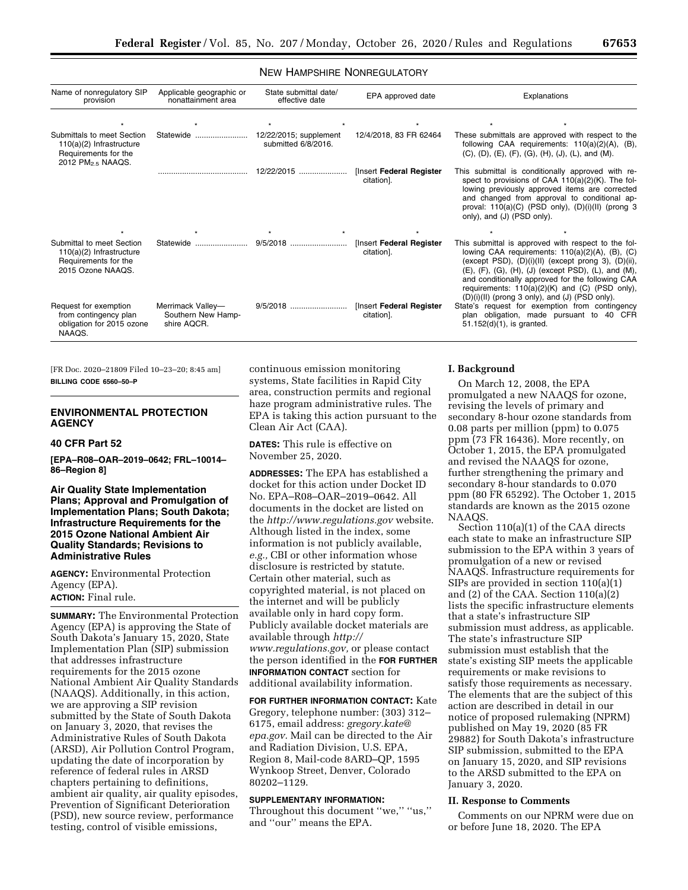NEW HAMPSHIRE NONREGULATORY

| Name of nonregulatory SIP provision | Applicable geographic or nonattainment area | State submittal date/ effective date | EPA approved date | Explanations |
| --- | --- | --- | --- | --- |
| * | * | * | * | * |
| Submittals to meet Section 110(a)(2) Infrastructure Requirements for the 2012 $PM_{2.5}$ NAAQS. | Statewide | 12/22/2015; supplement submitted 6/8/2016. | 12/4/2018, 83 FR 62464 | These submittals are approved with respect to the following CAA requirements: 110(a)(2)(A), (B), (C), (D), (E), (F), (G), (H), (J), (L), and (M). |
| | | 12/22/2015 | [Insert **Federal Register** citation]. | This submittal is conditionally approved with respect to provisions of CAA 110(a)(2)(K). The following previously approved items are corrected and changed from approval to conditional approval: 110(a)(C) (PSD only), (D)(i)(II) (prong 3 only), and (J) (PSD only). |
| * | * | * | * | * |
| Submittal to meet Section 110(a)(2) Infrastructure Requirements for the 2015 Ozone NAAQS. | Statewide | 9/5/2018 | [Insert **Federal Register** citation]. | This submittal is approved with respect to the following CAA requirements: 110(a)(2)(A), (B), (C) (except PSD), (D)(i)(II) (except prong 3), (D)(ii), (E), (F), (G), (H), (J) (except PSD), (L), and (M), and conditionally approved for the following CAA requirements: 110(a)(2)(K) and (C) (PSD only), (D)(i)(II) (prong 3 only), and (J) (PSD only). |
| Request for exemption from contingency plan obligation for 2015 ozone NAAQS. | Merrimack Valley—Southern New Hampshire AQCR. | 9/5/2018 | [Insert **Federal Register** citation]. | State's request for exemption from contingency plan obligation, made pursuant to 40 CFR 51.152(d)(1), is granted. |

[FR Doc. 2020–21809 Filed 10–23–20; 8:45 am]

**BILLING CODE 6560–50–P**

## ENVIRONMENTAL PROTECTION AGENCY

### 40 CFR Part 52

**[EPA–R08–OAR–2019–0642; FRL–10014–86–Region 8]**

### Air Quality State Implementation Plans; Approval and Promulgation of Implementation Plans; South Dakota; Infrastructure Requirements for the 2015 Ozone National Ambient Air Quality Standards; Revisions to Administrative Rules

**AGENCY:** Environmental Protection Agency (EPA).

**ACTION:** Final rule.

**SUMMARY:** The Environmental Protection Agency (EPA) is approving the State of South Dakota's January 15, 2020, State Implementation Plan (SIP) submission that addresses infrastructure requirements for the 2015 ozone National Ambient Air Quality Standards (NAAQS). Additionally, in this action, we are approving a SIP revision submitted by the State of South Dakota on January 3, 2020, that revises the Administrative Rules of South Dakota (ARSD), Air Pollution Control Program, updating the date of incorporation by reference of federal rules in ARSD chapters pertaining to definitions, ambient air quality, air quality episodes, Prevention of Significant Deterioration (PSD), new source review, performance testing, control of visible emissions, continuous emission monitoring systems, State facilities in Rapid City area, construction permits and regional haze program administrative rules. The EPA is taking this action pursuant to the Clean Air Act (CAA).

**DATES:** This rule is effective on November 25, 2020.

**ADDRESSES:** The EPA has established a docket for this action under Docket ID No. EPA–R08–OAR–2019–0642. All documents in the docket are listed on the *http://www.regulations.gov* website. Although listed in the index, some information is not publicly available, *e.g.,* CBI or other information whose disclosure is restricted by statute. Certain other material, such as copyrighted material, is not placed on the internet and will be publicly available only in hard copy form. Publicly available docket materials are available through *http://www.regulations.gov,* or please contact the person identified in the **FOR FURTHER INFORMATION CONTACT** section for additional availability information.

**FOR FURTHER INFORMATION CONTACT:** Kate Gregory, telephone number: (303) 312–6175, email address: *gregory.kate@epa.gov.* Mail can be directed to the Air and Radiation Division, U.S. EPA, Region 8, Mail-code 8ARD–QP, 1595 Wynkoop Street, Denver, Colorado 80202–1129.

**SUPPLEMENTARY INFORMATION:** Throughout this document ''we,'' ''us,'' and ''our'' means the EPA.

## I. Background

On March 12, 2008, the EPA promulgated a new NAAQS for ozone, revising the levels of primary and secondary 8-hour ozone standards from 0.08 parts per million (ppm) to 0.075 ppm (73 FR 16436). More recently, on October 1, 2015, the EPA promulgated and revised the NAAQS for ozone, further strengthening the primary and secondary 8-hour standards to 0.070 ppm (80 FR 65292). The October 1, 2015 standards are known as the 2015 ozone NAAQS.

Section 110(a)(1) of the CAA directs each state to make an infrastructure SIP submission to the EPA within 3 years of promulgation of a new or revised NAAQS. Infrastructure requirements for SIPs are provided in section 110(a)(1) and (2) of the CAA. Section 110(a)(2) lists the specific infrastructure elements that a state's infrastructure SIP submission must address, as applicable. The state's infrastructure SIP submission must establish that the state's existing SIP meets the applicable requirements or make revisions to satisfy those requirements as necessary. The elements that are the subject of this action are described in detail in our notice of proposed rulemaking (NPRM) published on May 19, 2020 (85 FR 29882) for South Dakota's infrastructure SIP submission, submitted to the EPA on January 15, 2020, and SIP revisions to the ARSD submitted to the EPA on January 3, 2020.

## II. Response to Comments

Comments on our NPRM were due on or before June 18, 2020. The EPA